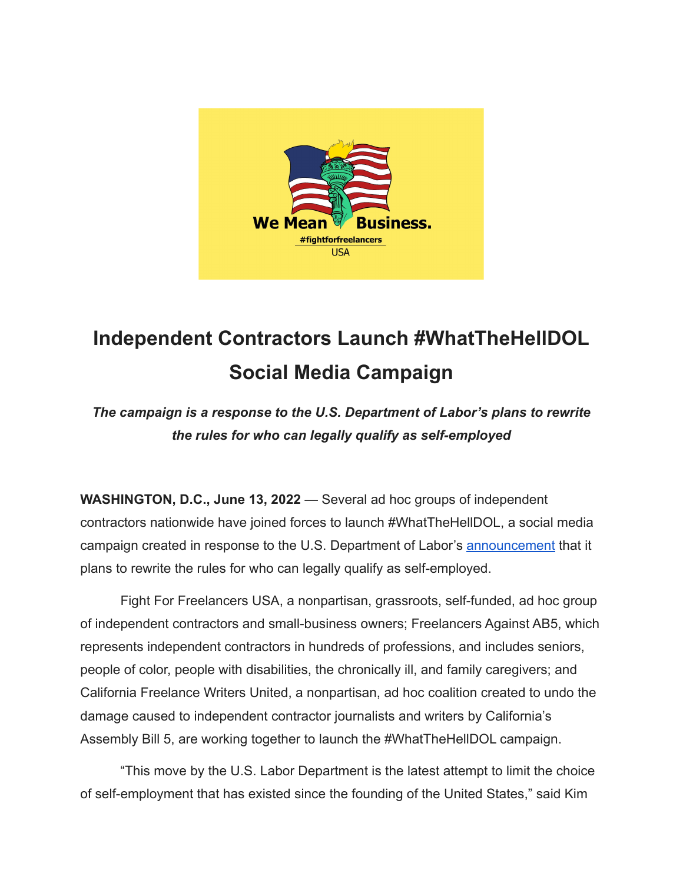# Independent Contractors Launch #WhatTheHellDOL Social Media Campaign

***The campaign is a response to the U.S. Department of Labor's plans to rewrite the rules for who can legally qualify as self-employed***

**WASHINGTON, D.C., June 13, 2022** — Several ad hoc groups of independent contractors nationwide have joined forces to launch #WhatTheHellDOL, a social media campaign created in response to the U.S. Department of Labor's announcement that it plans to rewrite the rules for who can legally qualify as self-employed.

Fight For Freelancers USA, a nonpartisan, grassroots, self-funded, ad hoc group of independent contractors and small-business owners; Freelancers Against AB5, which represents independent contractors in hundreds of professions, and includes seniors, people of color, people with disabilities, the chronically ill, and family caregivers; and California Freelance Writers United, a nonpartisan, ad hoc coalition created to undo the damage caused to independent contractor journalists and writers by California's Assembly Bill 5, are working together to launch the #WhatTheHellDOL campaign.

"This move by the U.S. Labor Department is the latest attempt to limit the choice of self-employment that has existed since the founding of the United States," said Kim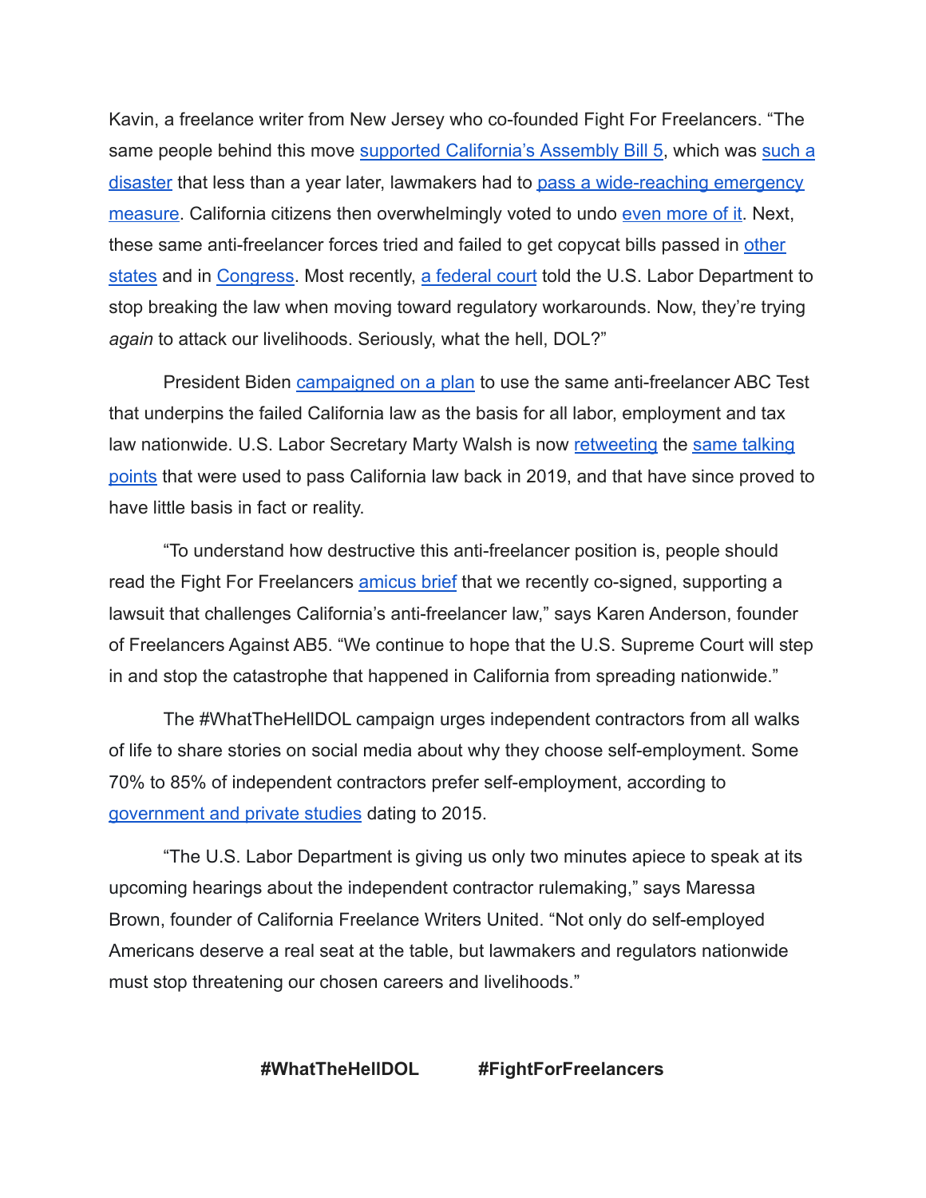Kavin, a freelance writer from New Jersey who co-founded Fight For Freelancers. "The same people behind this move supported California's Assembly Bill 5, which was such a disaster that less than a year later, lawmakers had to pass a wide-reaching emergency measure. California citizens then overwhelmingly voted to undo even more of it. Next, these same anti-freelancer forces tried and failed to get copycat bills passed in other states and in Congress. Most recently, a federal court told the U.S. Labor Department to stop breaking the law when moving toward regulatory workarounds. Now, they're trying *again* to attack our livelihoods. Seriously, what the hell, DOL?"

President Biden campaigned on a plan to use the same anti-freelancer ABC Test that underpins the failed California law as the basis for all labor, employment and tax law nationwide. U.S. Labor Secretary Marty Walsh is now retweeting the same talking points that were used to pass California law back in 2019, and that have since proved to have little basis in fact or reality.

"To understand how destructive this anti-freelancer position is, people should read the Fight For Freelancers amicus brief that we recently co-signed, supporting a lawsuit that challenges California's anti-freelancer law," says Karen Anderson, founder of Freelancers Against AB5. "We continue to hope that the U.S. Supreme Court will step in and stop the catastrophe that happened in California from spreading nationwide."

The #WhatTheHellDOL campaign urges independent contractors from all walks of life to share stories on social media about why they choose self-employment. Some 70% to 85% of independent contractors prefer self-employment, according to government and private studies dating to 2015.

"The U.S. Labor Department is giving us only two minutes apiece to speak at its upcoming hearings about the independent contractor rulemaking," says Maressa Brown, founder of California Freelance Writers United. "Not only do self-employed Americans deserve a real seat at the table, but lawmakers and regulators nationwide must stop threatening our chosen careers and livelihoods."

**#WhatTheHellDOL** **#FightForFreelancers**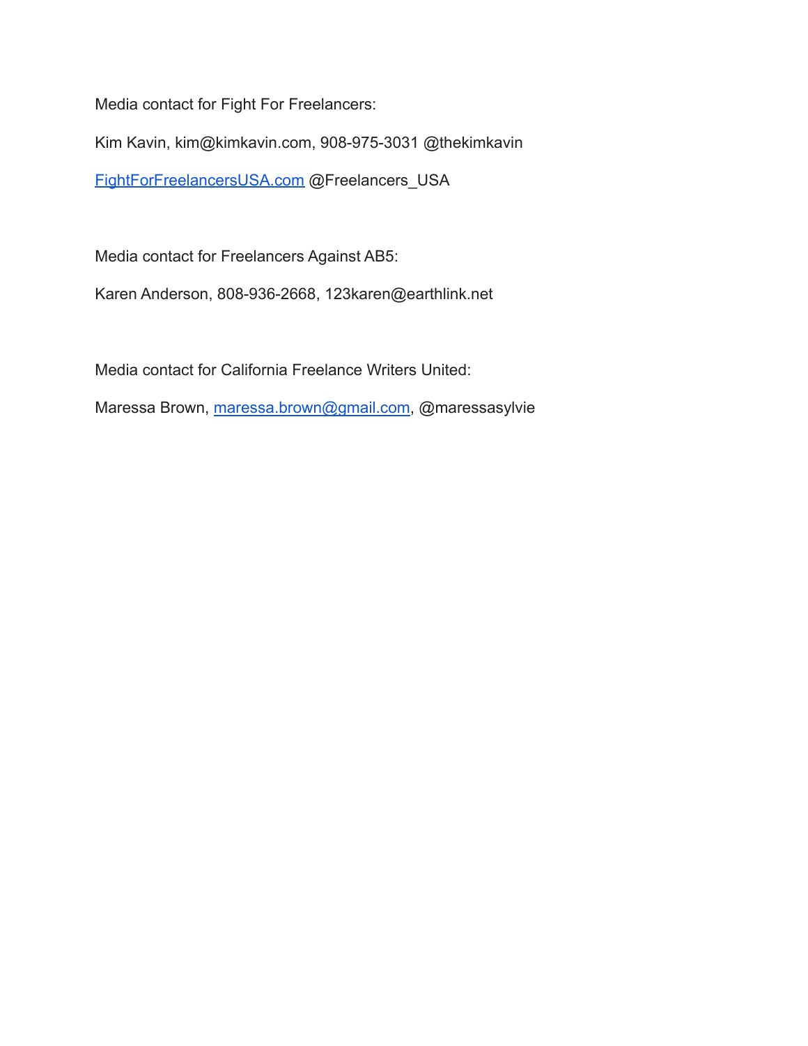Media contact for Fight For Freelancers:

Kim Kavin, kim@kimkavin.com, 908-975-3031 @thekimkavin

[FightForFreelancersUSA.com](http://FightForFreelancersUSA.com) @Freelancers_USA

Media contact for Freelancers Against AB5:

Karen Anderson, 808-936-2668, 123karen@earthlink.net

Media contact for California Freelance Writers United:

Maressa Brown, [maressa.brown@gmail.com](mailto:maressa.brown@gmail.com), @maressasylvie